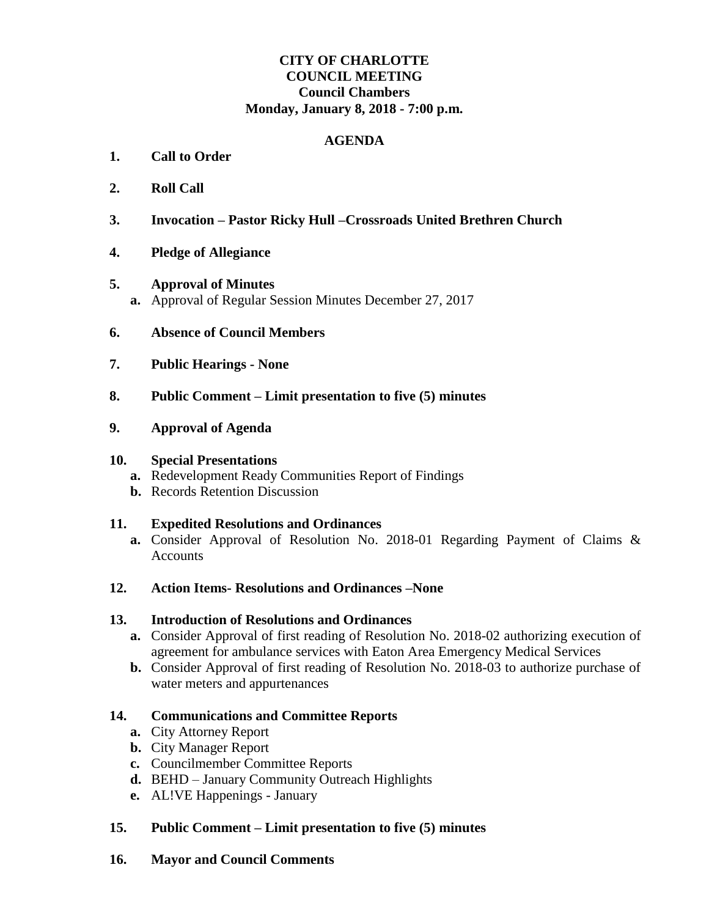# CITY OF CHARLOTTE
## COUNCIL MEETING
### Council Chambers
### Monday, January 8, 2018 - 7:00 p.m.

## AGENDA

1. **Call to Order**

2. **Roll Call**

3. **Invocation – Pastor Ricky Hull –Crossroads United Brethren Church**

4. **Pledge of Allegiance**

5. **Approval of Minutes**
   - **a.** Approval of Regular Session Minutes December 27, 2017

6. **Absence of Council Members**

7. **Public Hearings - None**

8. **Public Comment – Limit presentation to five (5) minutes**

9. **Approval of Agenda**

10. **Special Presentations**
    - **a.** Redevelopment Ready Communities Report of Findings
    - **b.** Records Retention Discussion

11. **Expedited Resolutions and Ordinances**
    - **a.** Consider Approval of Resolution No. 2018-01 Regarding Payment of Claims & Accounts

12. **Action Items- Resolutions and Ordinances –None**

13. **Introduction of Resolutions and Ordinances**
    - **a.** Consider Approval of first reading of Resolution No. 2018-02 authorizing execution of agreement for ambulance services with Eaton Area Emergency Medical Services
    - **b.** Consider Approval of first reading of Resolution No. 2018-03 to authorize purchase of water meters and appurtenances

14. **Communications and Committee Reports**
    - **a.** City Attorney Report
    - **b.** City Manager Report
    - **c.** Councilmember Committee Reports
    - **d.** BEHD – January Community Outreach Highlights
    - **e.** AL!VE Happenings - January

15. **Public Comment – Limit presentation to five (5) minutes**

16. **Mayor and Council Comments**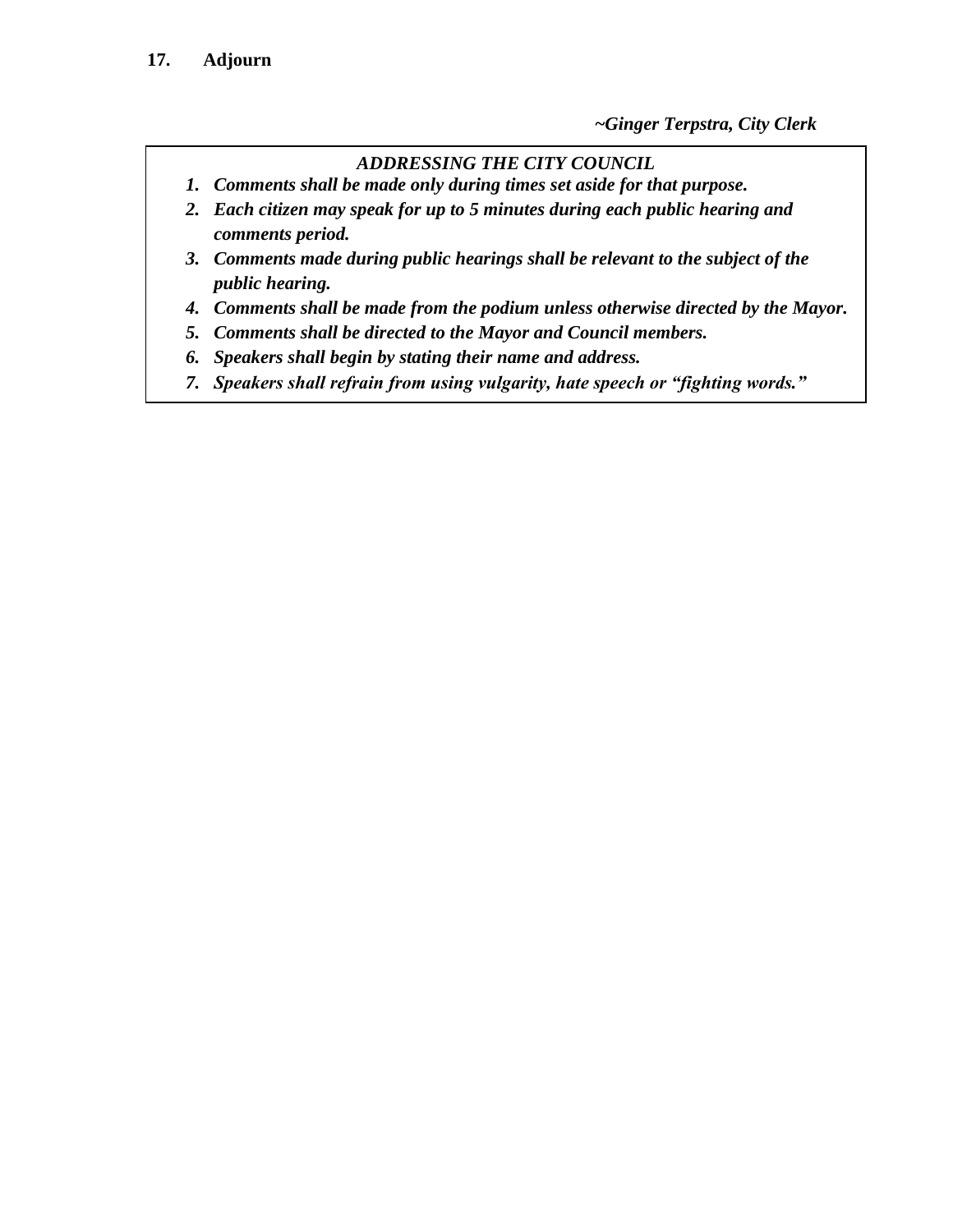**17. Adjourn**

*~Ginger Terpstra, City Clerk*

***ADDRESSING THE CITY COUNCIL***

1. ***Comments shall be made only during times set aside for that purpose.***
2. ***Each citizen may speak for up to 5 minutes during each public hearing and comments period.***
3. ***Comments made during public hearings shall be relevant to the subject of the public hearing.***
4. ***Comments shall be made from the podium unless otherwise directed by the Mayor.***
5. ***Comments shall be directed to the Mayor and Council members.***
6. ***Speakers shall begin by stating their name and address.***
7. ***Speakers shall refrain from using vulgarity, hate speech or "fighting words."***